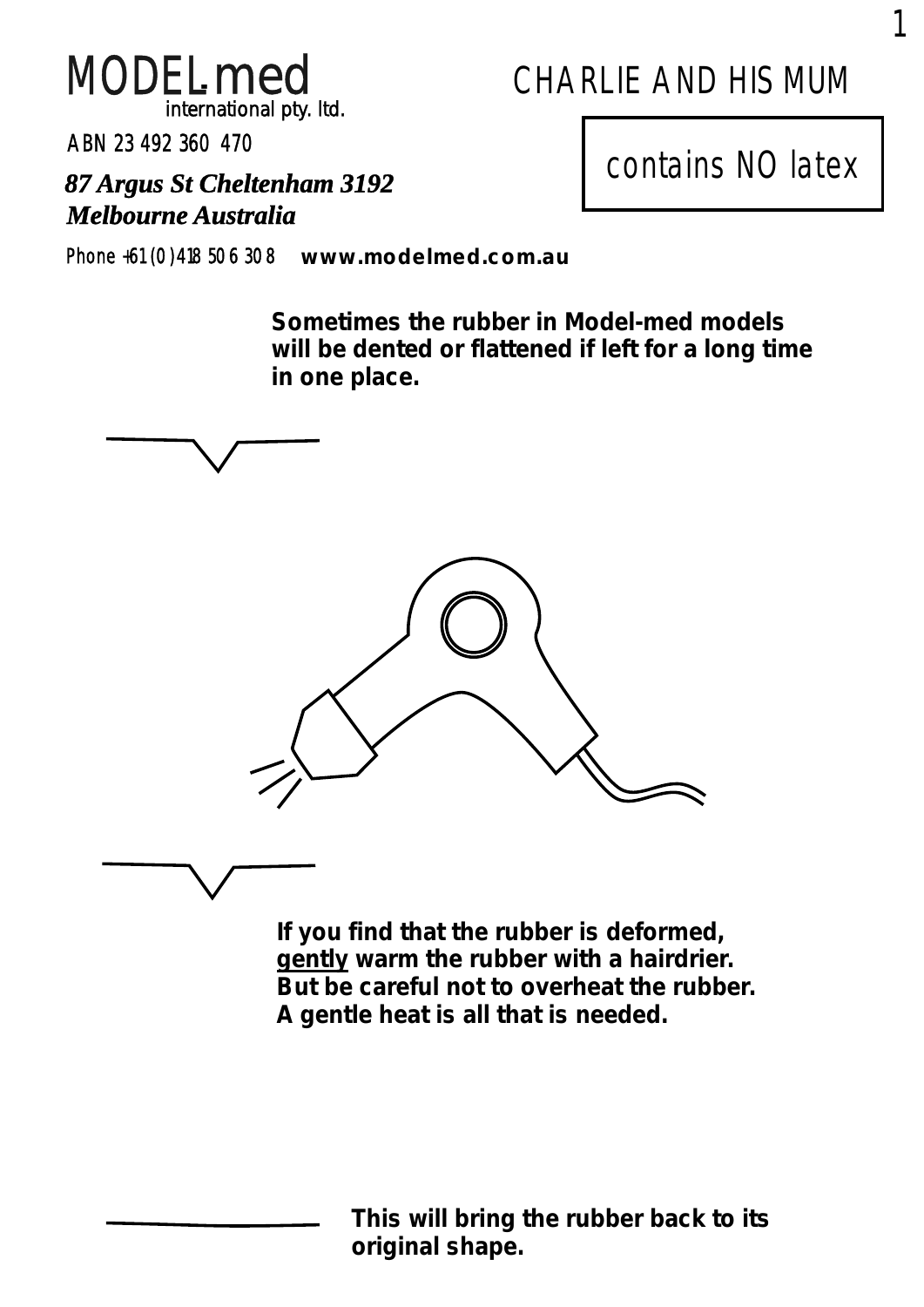MODEL.med
international pty. ltd.

ABN 23 492 360 470

***87 Argus St Cheltenham 3192***
***Melbourne Australia***

Phone +61 (0) 418 50 6 30 8 **www.modelmed.com.au**

# CHARLIE AND HIS MUM

contains NO latex

**Sometimes the rubber in Model-med models will be dented or flattened if left for a long time in one place.**

**If you find that the rubber is deformed, <u>gently</u> warm the rubber with a hairdrier. But be careful not to overheat the rubber. A gentle heat is all that is needed.**

**This will bring the rubber back to its original shape.**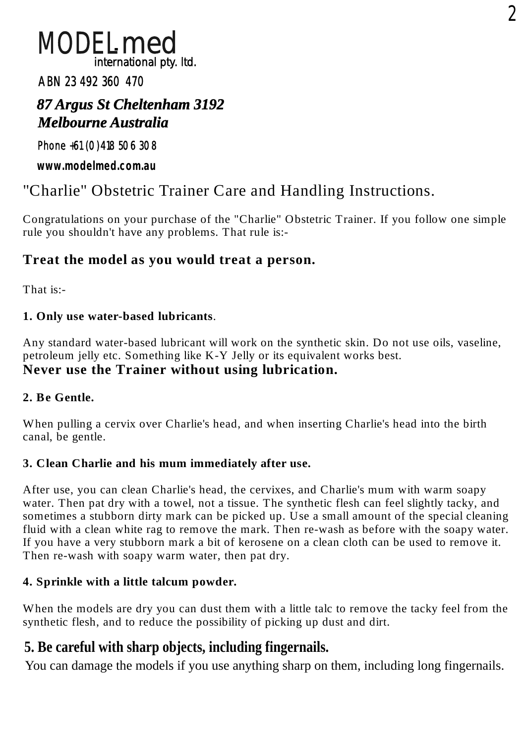MODEL.med
international pty. ltd.

ABN 23 492 360 470

***87 Argus St Cheltenham 3192***
***Melbourne Australia***

Phone +61 (0) 418 50 6 30 8

**www.modelmed.com.au**

# "Charlie" Obstetric Trainer Care and Handling Instructions.

Congratulations on your purchase of the "Charlie" Obstetric Trainer. If you follow one simple rule you shouldn't have any problems. That rule is:-

## Treat the model as you would treat a person.

That is:-

**1. Only use water-based lubricants**.

Any standard water-based lubricant will work on the synthetic skin. Do not use oils, vaseline, petroleum jelly etc. Something like K-Y Jelly or its equivalent works best.
**Never use the Trainer without using lubrication.**

**2. Be Gentle.**

When pulling a cervix over Charlie's head, and when inserting Charlie's head into the birth canal, be gentle.

**3. Clean Charlie and his mum immediately after use.**

After use, you can clean Charlie's head, the cervixes, and Charlie's mum with warm soapy water. Then pat dry with a towel, not a tissue. The synthetic flesh can feel slightly tacky, and sometimes a stubborn dirty mark can be picked up. Use a small amount of the special cleaning fluid with a clean white rag to remove the mark. Then re-wash as before with the soapy water. If you have a very stubborn mark a bit of kerosene on a clean cloth can be used to remove it. Then re-wash with soapy warm water, then pat dry.

**4. Sprinkle with a little talcum powder.**

When the models are dry you can dust them with a little talc to remove the tacky feel from the synthetic flesh, and to reduce the possibility of picking up dust and dirt.

**5. Be careful with sharp objects, including fingernails.**

You can damage the models if you use anything sharp on them, including long fingernails.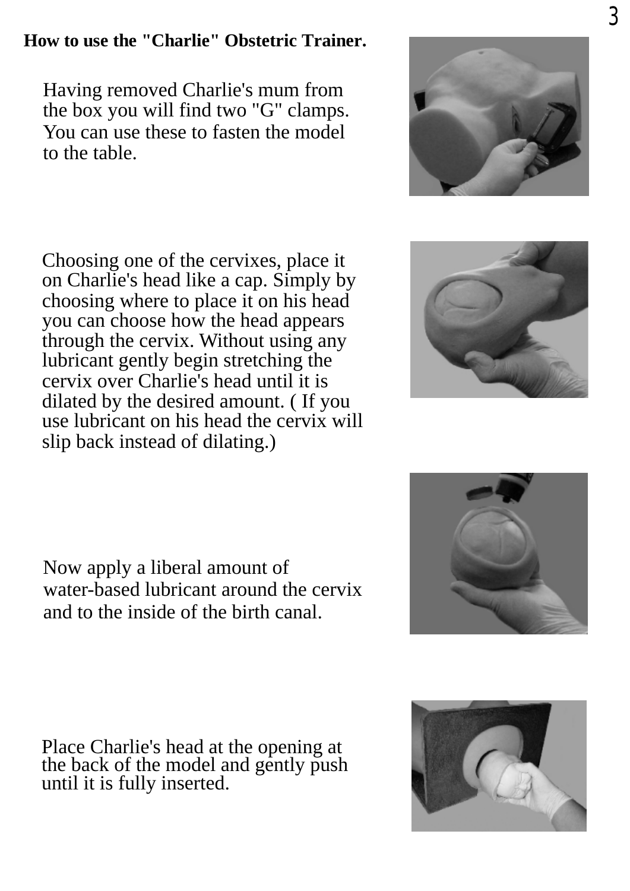**How to use the "Charlie" Obstetric Trainer.**

Having removed Charlie's mum from the box you will find two "G" clamps. You can use these to fasten the model to the table.

Choosing one of the cervixes, place it on Charlie's head like a cap. Simply by choosing where to place it on his head you can choose how the head appears through the cervix. Without using any lubricant gently begin stretching the cervix over Charlie's head until it is dilated by the desired amount. ( If you use lubricant on his head the cervix will slip back instead of dilating.)

Now apply a liberal amount of water-based lubricant around the cervix and to the inside of the birth canal.

Place Charlie's head at the opening at the back of the model and gently push until it is fully inserted.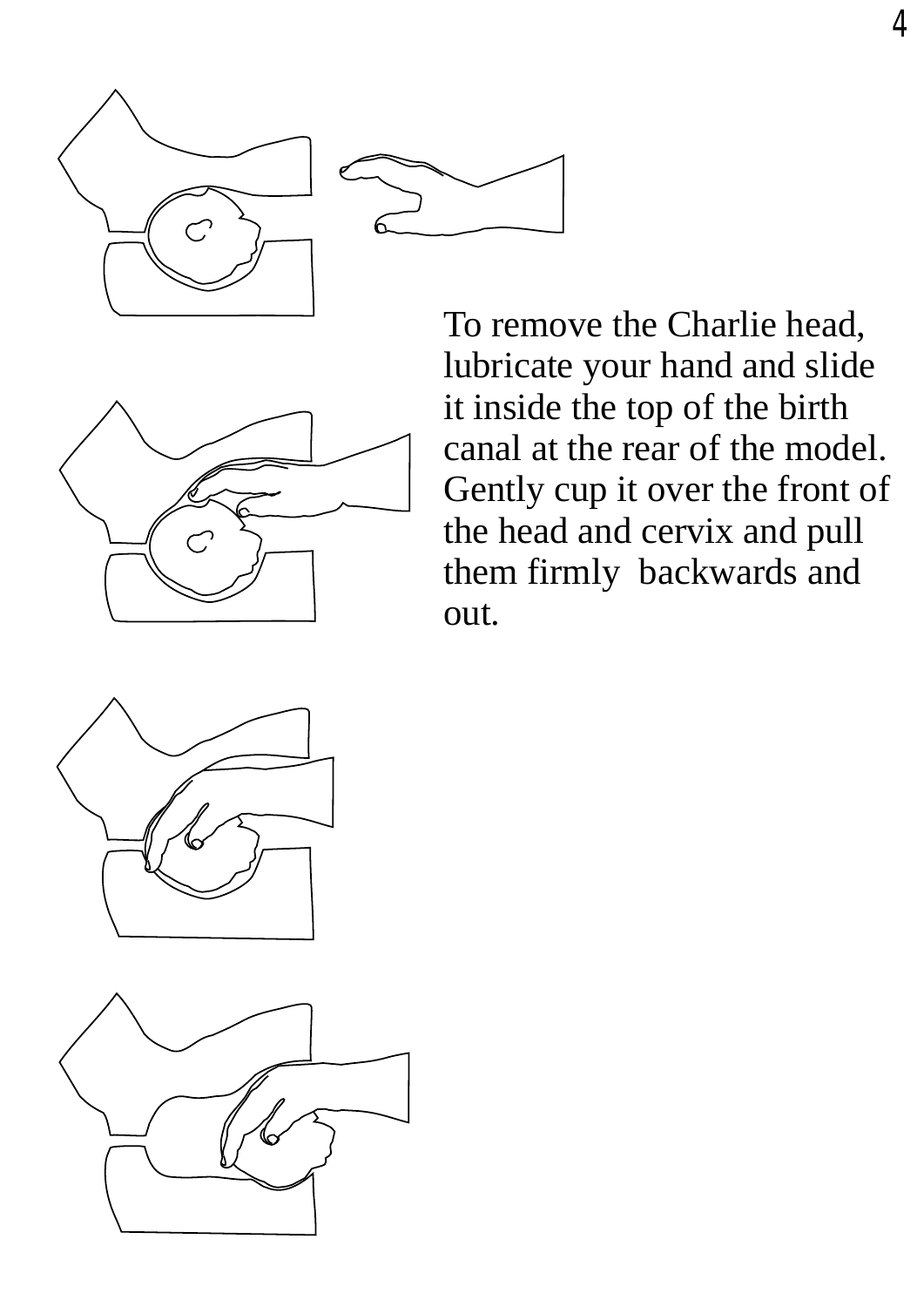To remove the Charlie head, lubricate your hand and slide it inside the top of the birth canal at the rear of the model. Gently cup it over the front of the head and cervix and pull them firmly  backwards and out.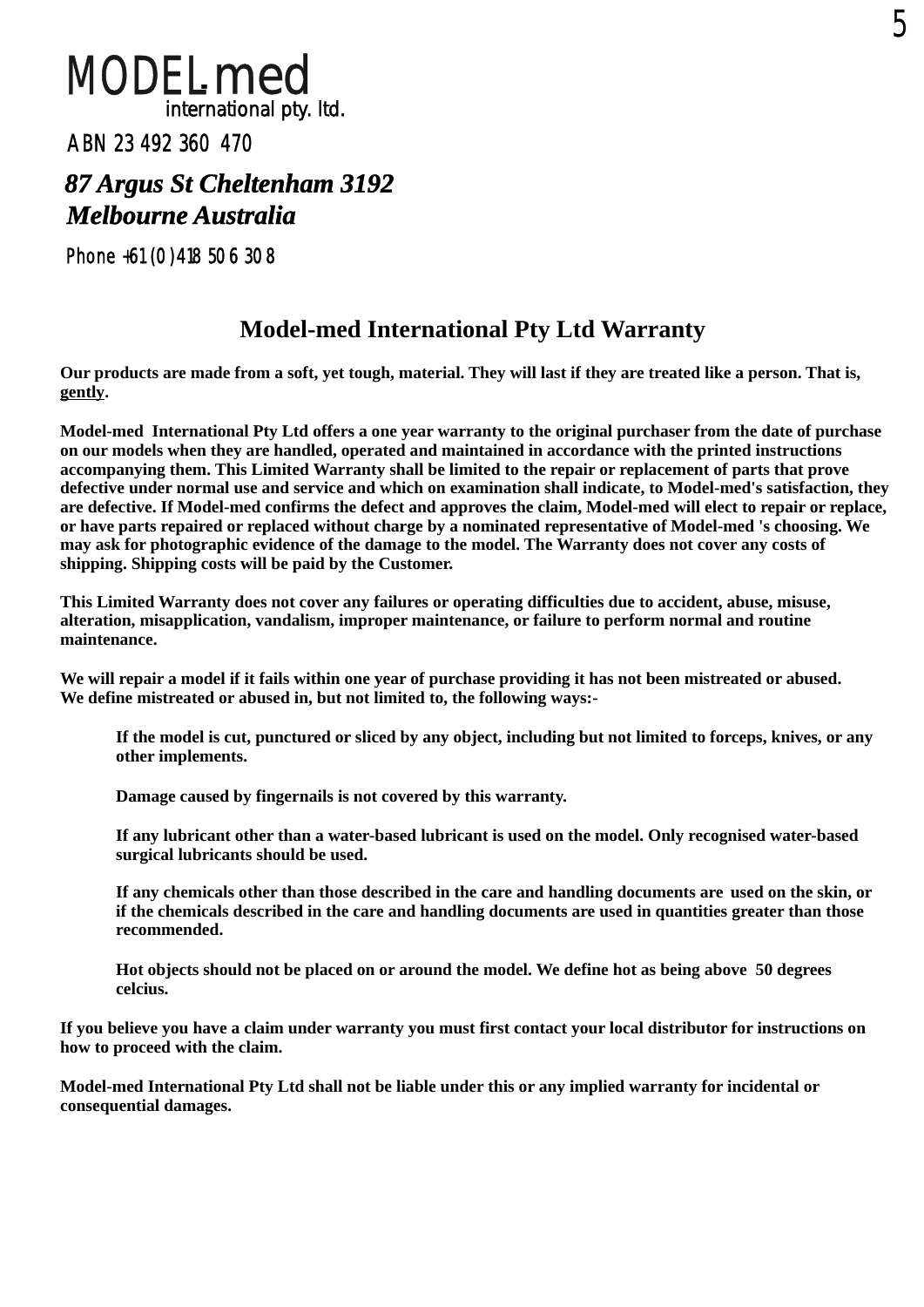MODEL.med
international pty. ltd.

ABN 23 492 360 470

***87 Argus St Cheltenham 3192***
***Melbourne Australia***

Phone +61 (0) 418 50 6 30 8

## Model-med International Pty Ltd Warranty

**Our products are made from a soft, yet tough, material. They will last if they are treated like a person. That is, gently.**

**Model-med International Pty Ltd offers a one year warranty to the original purchaser from the date of purchase on our models when they are handled, operated and maintained in accordance with the printed instructions accompanying them. This Limited Warranty shall be limited to the repair or replacement of parts that prove defective under normal use and service and which on examination shall indicate, to Model-med's satisfaction, they are defective. If Model-med confirms the defect and approves the claim, Model-med will elect to repair or replace, or have parts repaired or replaced without charge by a nominated representative of Model-med 's choosing. We may ask for photographic evidence of the damage to the model. The Warranty does not cover any costs of shipping. Shipping costs will be paid by the Customer.**

**This Limited Warranty does not cover any failures or operating difficulties due to accident, abuse, misuse, alteration, misapplication, vandalism, improper maintenance, or failure to perform normal and routine maintenance.**

**We will repair a model if it fails within one year of purchase providing it has not been mistreated or abused.**
**We define mistreated or abused in, but not limited to, the following ways:-**

> **If the model is cut, punctured or sliced by any object, including but not limited to forceps, knives, or any other implements.**
>
> **Damage caused by fingernails is not covered by this warranty.**
>
> **If any lubricant other than a water-based lubricant is used on the model. Only recognised water-based surgical lubricants should be used.**
>
> **If any chemicals other than those described in the care and handling documents are used on the skin, or if the chemicals described in the care and handling documents are used in quantities greater than those recommended.**
>
> **Hot objects should not be placed on or around the model. We define hot as being above 50 degrees celcius.**

**If you believe you have a claim under warranty you must first contact your local distributor for instructions on how to proceed with the claim.**

**Model-med International Pty Ltd shall not be liable under this or any implied warranty for incidental or consequential damages.**